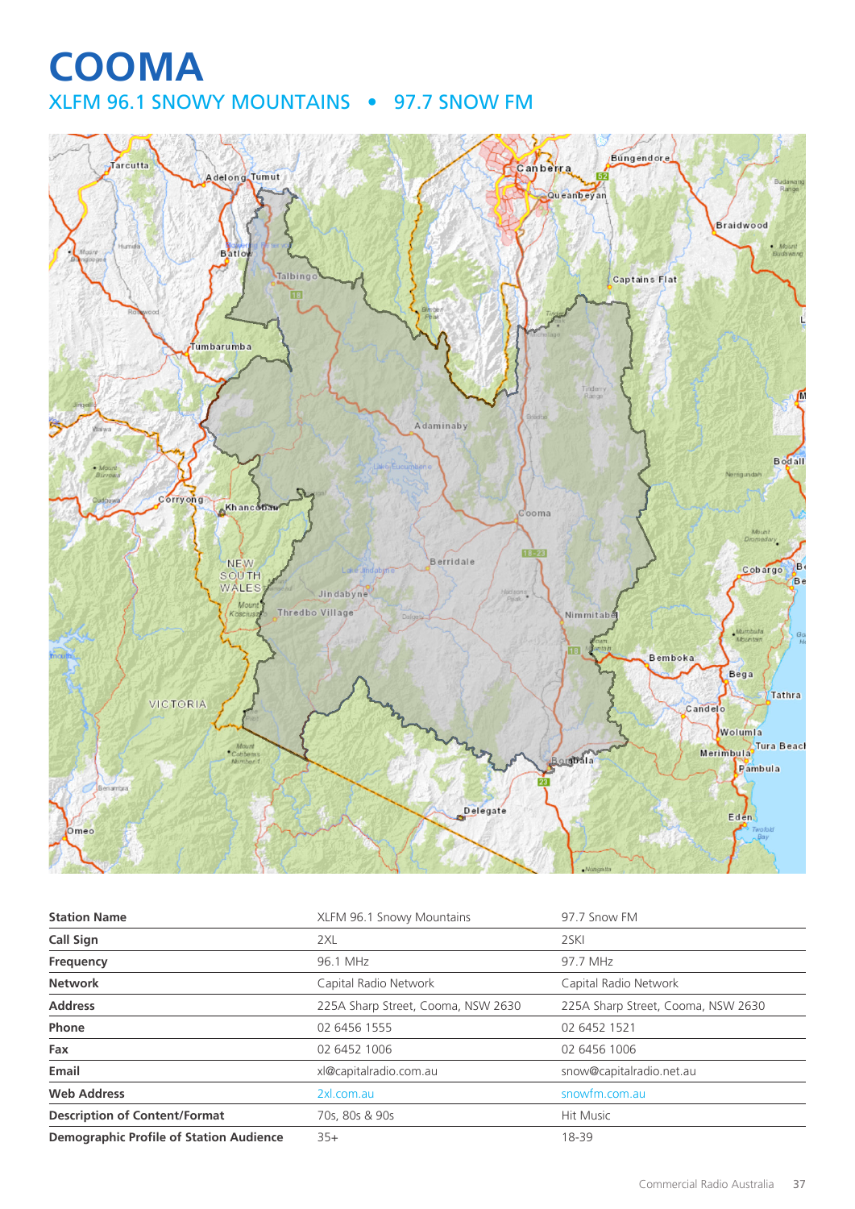# COOMA

## XLFM 96.1 SNOWY MOUNTAINS • 97.7 SNOW FM

| Station Name | XLFM 96.1 Snowy Mountains | 97.7 Snow FM |
|---|---|---|
| Call Sign | 2XL | 2SKI |
| Frequency | 96.1 MHz | 97.7 MHz |
| Network | Capital Radio Network | Capital Radio Network |
| Address | 225A Sharp Street, Cooma, NSW 2630 | 225A Sharp Street, Cooma, NSW 2630 |
| Phone | 02 6456 1555 | 02 6452 1521 |
| Fax | 02 6452 1006 | 02 6456 1006 |
| Email | xl@capitalradio.com.au | snow@capitalradio.net.au |
| Web Address | 2xl.com.au | snowfm.com.au |
| Description of Content/Format | 70s, 80s & 90s | Hit Music |
| Demographic Profile of Station Audience | 35+ | 18-39 |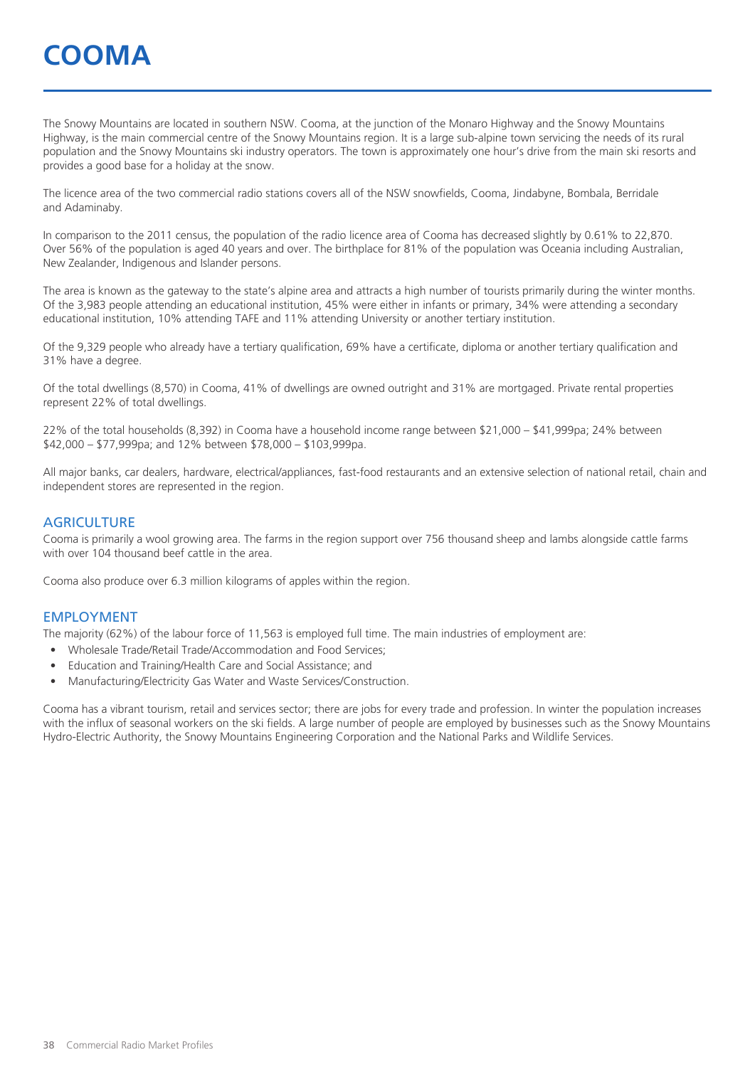# COOMA

The Snowy Mountains are located in southern NSW. Cooma, at the junction of the Monaro Highway and the Snowy Mountains Highway, is the main commercial centre of the Snowy Mountains region. It is a large sub-alpine town servicing the needs of its rural population and the Snowy Mountains ski industry operators. The town is approximately one hour's drive from the main ski resorts and provides a good base for a holiday at the snow.

The licence area of the two commercial radio stations covers all of the NSW snowfields, Cooma, Jindabyne, Bombala, Berridale and Adaminaby.

In comparison to the 2011 census, the population of the radio licence area of Cooma has decreased slightly by 0.61% to 22,870. Over 56% of the population is aged 40 years and over. The birthplace for 81% of the population was Oceania including Australian, New Zealander, Indigenous and Islander persons.

The area is known as the gateway to the state's alpine area and attracts a high number of tourists primarily during the winter months. Of the 3,983 people attending an educational institution, 45% were either in infants or primary, 34% were attending a secondary educational institution, 10% attending TAFE and 11% attending University or another tertiary institution.

Of the 9,329 people who already have a tertiary qualification, 69% have a certificate, diploma or another tertiary qualification and 31% have a degree.

Of the total dwellings (8,570) in Cooma, 41% of dwellings are owned outright and 31% are mortgaged. Private rental properties represent 22% of total dwellings.

22% of the total households (8,392) in Cooma have a household income range between $21,000 – $41,999pa; 24% between $42,000 – $77,999pa; and 12% between $78,000 – $103,999pa.

All major banks, car dealers, hardware, electrical/appliances, fast-food restaurants and an extensive selection of national retail, chain and independent stores are represented in the region.

## AGRICULTURE

Cooma is primarily a wool growing area. The farms in the region support over 756 thousand sheep and lambs alongside cattle farms with over 104 thousand beef cattle in the area.

Cooma also produce over 6.3 million kilograms of apples within the region.

## EMPLOYMENT

The majority (62%) of the labour force of 11,563 is employed full time. The main industries of employment are:

- Wholesale Trade/Retail Trade/Accommodation and Food Services;
- Education and Training/Health Care and Social Assistance; and
- Manufacturing/Electricity Gas Water and Waste Services/Construction.

Cooma has a vibrant tourism, retail and services sector; there are jobs for every trade and profession. In winter the population increases with the influx of seasonal workers on the ski fields. A large number of people are employed by businesses such as the Snowy Mountains Hydro-Electric Authority, the Snowy Mountains Engineering Corporation and the National Parks and Wildlife Services.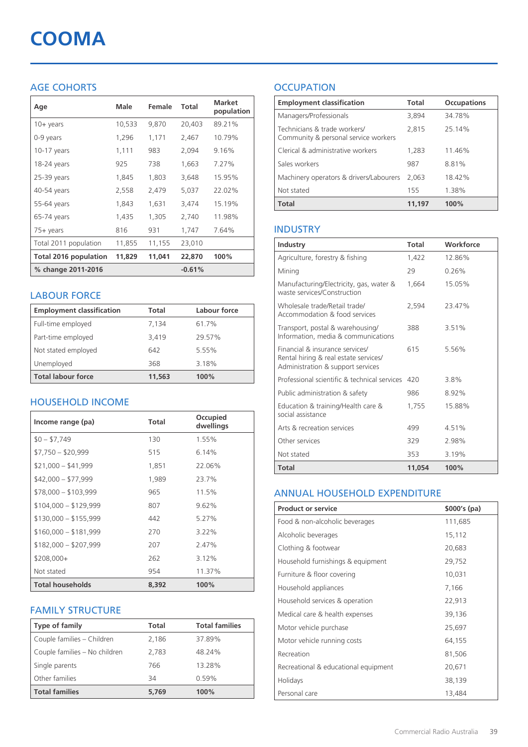# COOMA

## AGE COHORTS

| Age | Male | Female | Total | Market population |
|---|---|---|---|---|
| 10+ years | 10,533 | 9,870 | 20,403 | 89.21% |
| 0-9 years | 1,296 | 1,171 | 2,467 | 10.79% |
| 10-17 years | 1,111 | 983 | 2,094 | 9.16% |
| 18-24 years | 925 | 738 | 1,663 | 7.27% |
| 25-39 years | 1,845 | 1,803 | 3,648 | 15.95% |
| 40-54 years | 2,558 | 2,479 | 5,037 | 22.02% |
| 55-64 years | 1,843 | 1,631 | 3,474 | 15.19% |
| 65-74 years | 1,435 | 1,305 | 2,740 | 11.98% |
| 75+ years | 816 | 931 | 1,747 | 7.64% |
| Total 2011 population | 11,855 | 11,155 | 23,010 | |
| **Total 2016 population** | **11,829** | **11,041** | **22,870** | **100%** |
| **% change 2011-2016** | | | **-0.61%** | |

## LABOUR FORCE

| Employment classification | Total | Labour force |
|---|---|---|
| Full-time employed | 7,134 | 61.7% |
| Part-time employed | 3,419 | 29.57% |
| Not stated employed | 642 | 5.55% |
| Unemployed | 368 | 3.18% |
| **Total labour force** | **11,563** | **100%** |

## HOUSEHOLD INCOME

| Income range (pa) | Total | Occupied dwellings |
|---|---|---|
| $0 – $7,749 | 130 | 1.55% |
| $7,750 – $20,999 | 515 | 6.14% |
| $21,000 – $41,999 | 1,851 | 22.06% |
| $42,000 – $77,999 | 1,989 | 23.7% |
| $78,000 – $103,999 | 965 | 11.5% |
| $104,000 – $129,999 | 807 | 9.62% |
| $130,000 – $155,999 | 442 | 5.27% |
| $160,000 – $181,999 | 270 | 3.22% |
| $182,000 – $207,999 | 207 | 2.47% |
| $208,000+ | 262 | 3.12% |
| Not stated | 954 | 11.37% |
| **Total households** | **8,392** | **100%** |

## FAMILY STRUCTURE

| Type of family | Total | Total families |
|---|---|---|
| Couple families – Children | 2,186 | 37.89% |
| Couple families – No children | 2,783 | 48.24% |
| Single parents | 766 | 13.28% |
| Other families | 34 | 0.59% |
| **Total families** | **5,769** | **100%** |

## OCCUPATION

| Employment classification | Total | Occupations |
|---|---|---|
| Managers/Professionals | 3,894 | 34.78% |
| Technicians & trade workers/ Community & personal service workers | 2,815 | 25.14% |
| Clerical & administrative workers | 1,283 | 11.46% |
| Sales workers | 987 | 8.81% |
| Machinery operators & drivers/Labourers | 2,063 | 18.42% |
| Not stated | 155 | 1.38% |
| **Total** | **11,197** | **100%** |

## INDUSTRY

| Industry | Total | Workforce |
|---|---|---|
| Agriculture, forestry & fishing | 1,422 | 12.86% |
| Mining | 29 | 0.26% |
| Manufacturing/Electricity, gas, water & waste services/Construction | 1,664 | 15.05% |
| Wholesale trade/Retail trade/ Accommodation & food services | 2,594 | 23.47% |
| Transport, postal & warehousing/ Information, media & communications | 388 | 3.51% |
| Financial & insurance services/ Rental hiring & real estate services/ Administration & support services | 615 | 5.56% |
| Professional scientific & technical services | 420 | 3.8% |
| Public administration & safety | 986 | 8.92% |
| Education & training/Health care & social assistance | 1,755 | 15.88% |
| Arts & recreation services | 499 | 4.51% |
| Other services | 329 | 2.98% |
| Not stated | 353 | 3.19% |
| **Total** | **11,054** | **100%** |

## ANNUAL HOUSEHOLD EXPENDITURE

| Product or service | $000's (pa) |
|---|---|
| Food & non-alcoholic beverages | 111,685 |
| Alcoholic beverages | 15,112 |
| Clothing & footwear | 20,683 |
| Household furnishings & equipment | 29,752 |
| Furniture & floor covering | 10,031 |
| Household appliances | 7,166 |
| Household services & operation | 22,913 |
| Medical care & health expenses | 39,136 |
| Motor vehicle purchase | 25,697 |
| Motor vehicle running costs | 64,155 |
| Recreation | 81,506 |
| Recreational & educational equipment | 20,671 |
| Holidays | 38,139 |
| Personal care | 13,484 |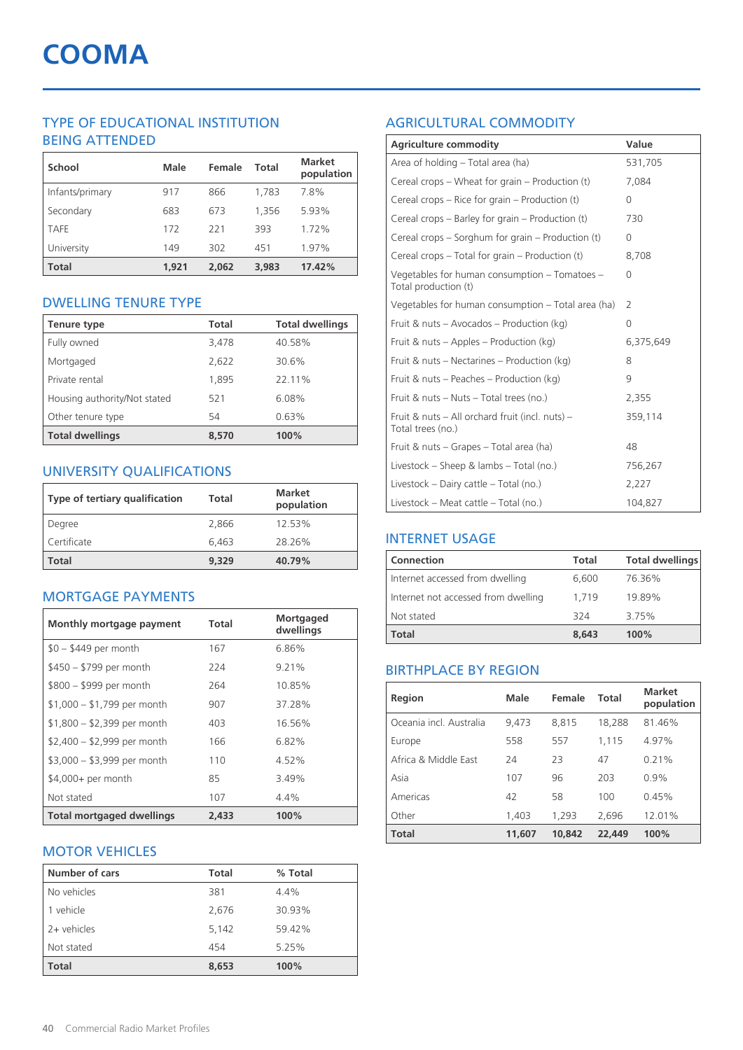# COOMA

## TYPE OF EDUCATIONAL INSTITUTION BEING ATTENDED

| School | Male | Female | Total | Market population |
|---|---|---|---|---|
| Infants/primary | 917 | 866 | 1,783 | 7.8% |
| Secondary | 683 | 673 | 1,356 | 5.93% |
| TAFE | 172 | 221 | 393 | 1.72% |
| University | 149 | 302 | 451 | 1.97% |
| **Total** | **1,921** | **2,062** | **3,983** | **17.42%** |

## DWELLING TENURE TYPE

| Tenure type | Total | Total dwellings |
|---|---|---|
| Fully owned | 3,478 | 40.58% |
| Mortgaged | 2,622 | 30.6% |
| Private rental | 1,895 | 22.11% |
| Housing authority/Not stated | 521 | 6.08% |
| Other tenure type | 54 | 0.63% |
| **Total dwellings** | **8,570** | **100%** |

## UNIVERSITY QUALIFICATIONS

| Type of tertiary qualification | Total | Market population |
|---|---|---|
| Degree | 2,866 | 12.53% |
| Certificate | 6,463 | 28.26% |
| **Total** | **9,329** | **40.79%** |

## MORTGAGE PAYMENTS

| Monthly mortgage payment | Total | Mortgaged dwellings |
|---|---|---|
| $0 – $449 per month | 167 | 6.86% |
| $450 – $799 per month | 224 | 9.21% |
| $800 – $999 per month | 264 | 10.85% |
| $1,000 – $1,799 per month | 907 | 37.28% |
| $1,800 – $2,399 per month | 403 | 16.56% |
| $2,400 – $2,999 per month | 166 | 6.82% |
| $3,000 – $3,999 per month | 110 | 4.52% |
| $4,000+ per month | 85 | 3.49% |
| Not stated | 107 | 4.4% |
| **Total mortgaged dwellings** | **2,433** | **100%** |

## MOTOR VEHICLES

| Number of cars | Total | % Total |
|---|---|---|
| No vehicles | 381 | 4.4% |
| 1 vehicle | 2,676 | 30.93% |
| 2+ vehicles | 5,142 | 59.42% |
| Not stated | 454 | 5.25% |
| **Total** | **8,653** | **100%** |

## AGRICULTURAL COMMODITY

| Agriculture commodity | Value |
|---|---|
| Area of holding – Total area (ha) | 531,705 |
| Cereal crops – Wheat for grain – Production (t) | 7,084 |
| Cereal crops – Rice for grain – Production (t) | 0 |
| Cereal crops – Barley for grain – Production (t) | 730 |
| Cereal crops – Sorghum for grain – Production (t) | 0 |
| Cereal crops – Total for grain – Production (t) | 8,708 |
| Vegetables for human consumption – Tomatoes – Total production (t) | 0 |
| Vegetables for human consumption – Total area (ha) | 2 |
| Fruit & nuts – Avocados – Production (kg) | 0 |
| Fruit & nuts – Apples – Production (kg) | 6,375,649 |
| Fruit & nuts – Nectarines – Production (kg) | 8 |
| Fruit & nuts – Peaches – Production (kg) | 9 |
| Fruit & nuts – Nuts – Total trees (no.) | 2,355 |
| Fruit & nuts – All orchard fruit (incl. nuts) – Total trees (no.) | 359,114 |
| Fruit & nuts – Grapes – Total area (ha) | 48 |
| Livestock – Sheep & lambs – Total (no.) | 756,267 |
| Livestock – Dairy cattle – Total (no.) | 2,227 |
| Livestock – Meat cattle – Total (no.) | 104,827 |

## INTERNET USAGE

| Connection | Total | Total dwellings |
|---|---|---|
| Internet accessed from dwelling | 6,600 | 76.36% |
| Internet not accessed from dwelling | 1,719 | 19.89% |
| Not stated | 324 | 3.75% |
| **Total** | **8,643** | **100%** |

## BIRTHPLACE BY REGION

| Region | Male | Female | Total | Market population |
|---|---|---|---|---|
| Oceania incl. Australia | 9,473 | 8,815 | 18,288 | 81.46% |
| Europe | 558 | 557 | 1,115 | 4.97% |
| Africa & Middle East | 24 | 23 | 47 | 0.21% |
| Asia | 107 | 96 | 203 | 0.9% |
| Americas | 42 | 58 | 100 | 0.45% |
| Other | 1,403 | 1,293 | 2,696 | 12.01% |
| **Total** | **11,607** | **10,842** | **22,449** | **100%** |